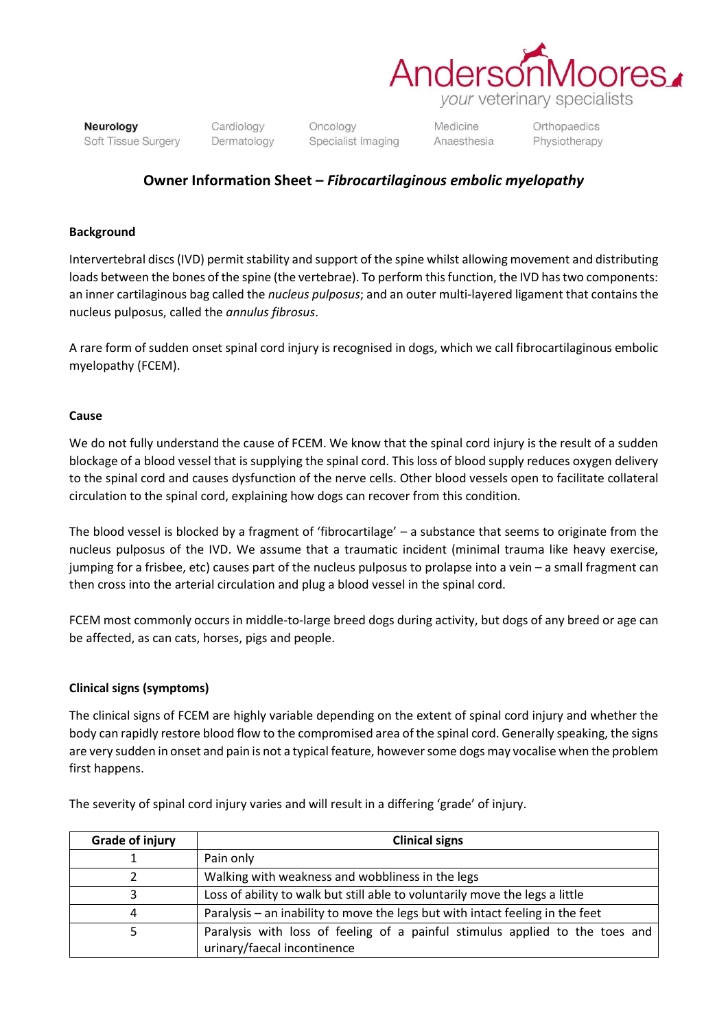# Owner Information Sheet – *Fibrocartilaginous embolic myelopathy*

### Background

Intervertebral discs (IVD) permit stability and support of the spine whilst allowing movement and distributing loads between the bones of the spine (the vertebrae). To perform this function, the IVD has two components: an inner cartilaginous bag called the *nucleus pulposus*; and an outer multi-layered ligament that contains the nucleus pulposus, called the *annulus fibrosus*.

A rare form of sudden onset spinal cord injury is recognised in dogs, which we call fibrocartilaginous embolic myelopathy (FCEM).

### Cause

We do not fully understand the cause of FCEM. We know that the spinal cord injury is the result of a sudden blockage of a blood vessel that is supplying the spinal cord. This loss of blood supply reduces oxygen delivery to the spinal cord and causes dysfunction of the nerve cells. Other blood vessels open to facilitate collateral circulation to the spinal cord, explaining how dogs can recover from this condition.

The blood vessel is blocked by a fragment of 'fibrocartilage' – a substance that seems to originate from the nucleus pulposus of the IVD. We assume that a traumatic incident (minimal trauma like heavy exercise, jumping for a frisbee, etc) causes part of the nucleus pulposus to prolapse into a vein – a small fragment can then cross into the arterial circulation and plug a blood vessel in the spinal cord.

FCEM most commonly occurs in middle-to-large breed dogs during activity, but dogs of any breed or age can be affected, as can cats, horses, pigs and people.

### Clinical signs (symptoms)

The clinical signs of FCEM are highly variable depending on the extent of spinal cord injury and whether the body can rapidly restore blood flow to the compromised area of the spinal cord. Generally speaking, the signs are very sudden in onset and pain is not a typical feature, however some dogs may vocalise when the problem first happens.

The severity of spinal cord injury varies and will result in a differing 'grade' of injury.

| Grade of injury | Clinical signs |
| --- | --- |
| 1 | Pain only |
| 2 | Walking with weakness and wobbliness in the legs |
| 3 | Loss of ability to walk but still able to voluntarily move the legs a little |
| 4 | Paralysis – an inability to move the legs but with intact feeling in the feet |
| 5 | Paralysis with loss of feeling of a painful stimulus applied to the toes and urinary/faecal incontinence |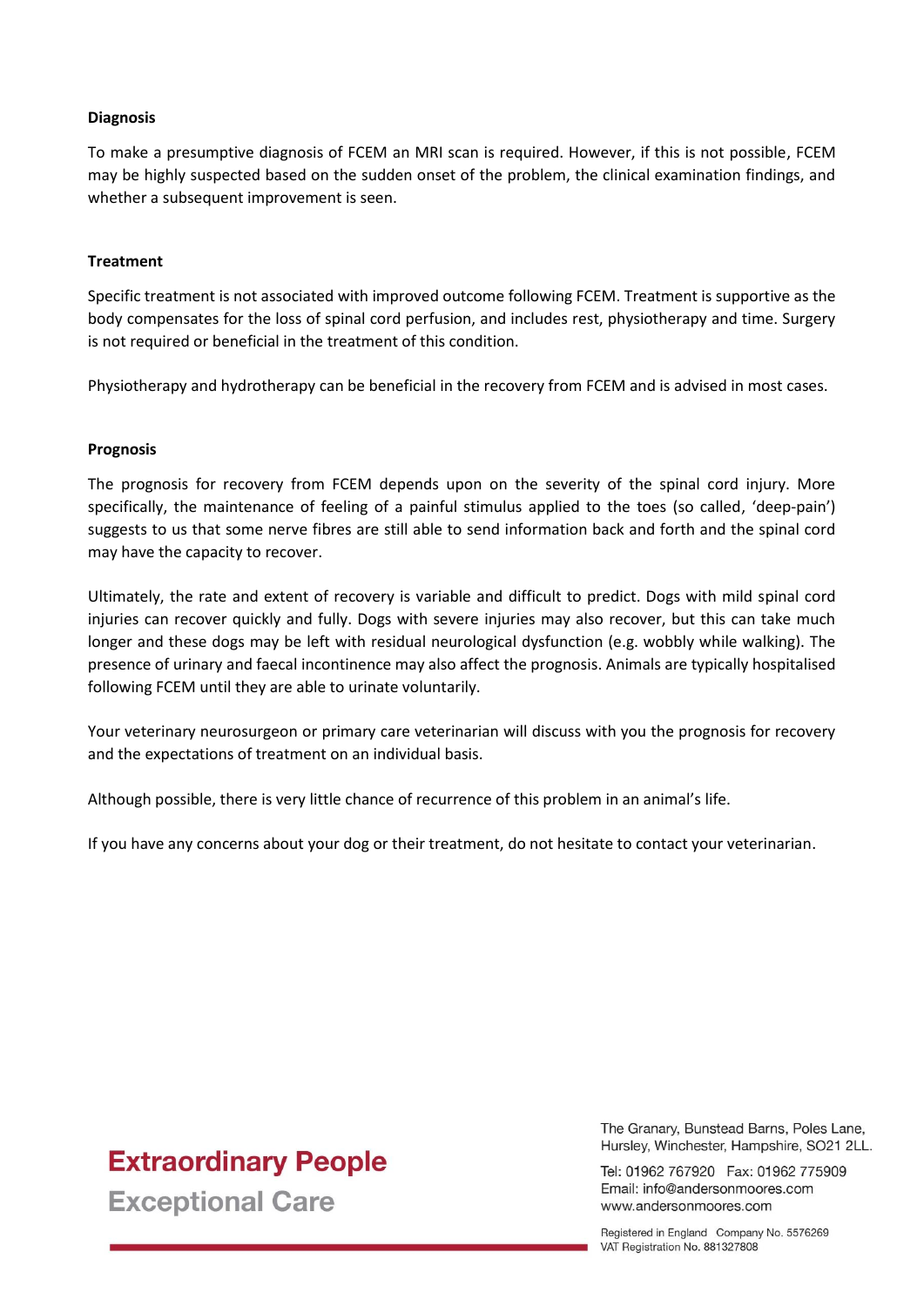## Diagnosis

To make a presumptive diagnosis of FCEM an MRI scan is required. However, if this is not possible, FCEM may be highly suspected based on the sudden onset of the problem, the clinical examination findings, and whether a subsequent improvement is seen.

## Treatment

Specific treatment is not associated with improved outcome following FCEM. Treatment is supportive as the body compensates for the loss of spinal cord perfusion, and includes rest, physiotherapy and time. Surgery is not required or beneficial in the treatment of this condition.

Physiotherapy and hydrotherapy can be beneficial in the recovery from FCEM and is advised in most cases.

## Prognosis

The prognosis for recovery from FCEM depends upon on the severity of the spinal cord injury. More specifically, the maintenance of feeling of a painful stimulus applied to the toes (so called, 'deep-pain') suggests to us that some nerve fibres are still able to send information back and forth and the spinal cord may have the capacity to recover.

Ultimately, the rate and extent of recovery is variable and difficult to predict. Dogs with mild spinal cord injuries can recover quickly and fully. Dogs with severe injuries may also recover, but this can take much longer and these dogs may be left with residual neurological dysfunction (e.g. wobbly while walking). The presence of urinary and faecal incontinence may also affect the prognosis. Animals are typically hospitalised following FCEM until they are able to urinate voluntarily.

Your veterinary neurosurgeon or primary care veterinarian will discuss with you the prognosis for recovery and the expectations of treatment on an individual basis.

Although possible, there is very little chance of recurrence of this problem in an animal's life.

If you have any concerns about your dog or their treatment, do not hesitate to contact your veterinarian.

**Extraordinary People**
**Exceptional Care**

The Granary, Bunstead Barns, Poles Lane, Hursley, Winchester, Hampshire, SO21 2LL.

Tel: 01962 767920 Fax: 01962 775909
Email: info@andersonmoores.com
www.andersonmoores.com

Registered in England Company No. 5576269
VAT Registration No. 881327808